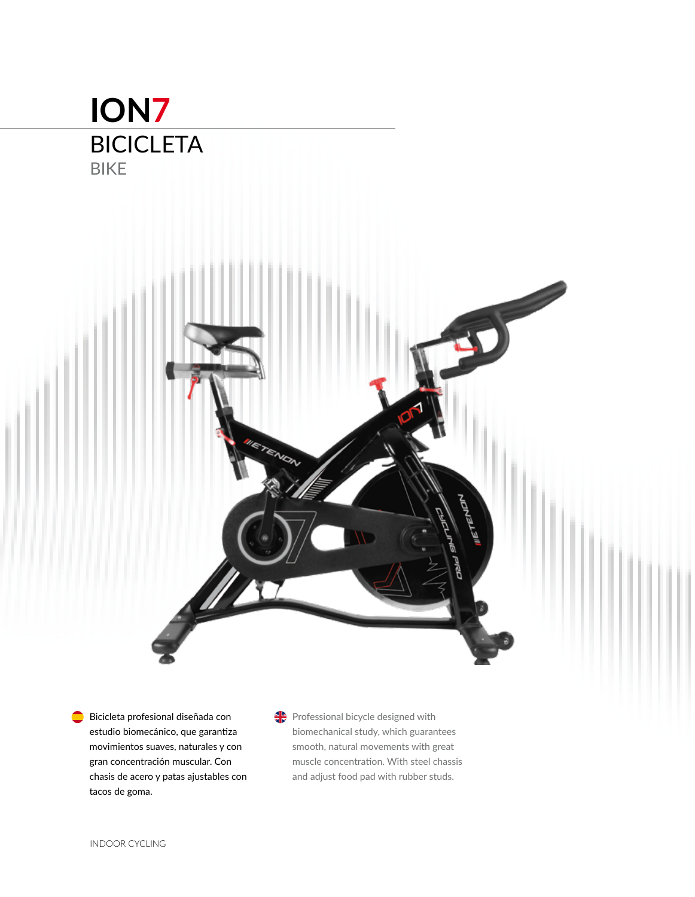# ION7

## BICICLETA

BIKE

Bicicleta profesional diseñada con estudio biomecánico, que garantiza movimientos suaves, naturales y con gran concentración muscular. Con chasis de acero y patas ajustables con tacos de goma.

Professional bicycle designed with biomechanical study, which guarantees smooth, natural movements with great muscle concentration. With steel chassis and adjust food pad with rubber studs.

INDOOR CYCLING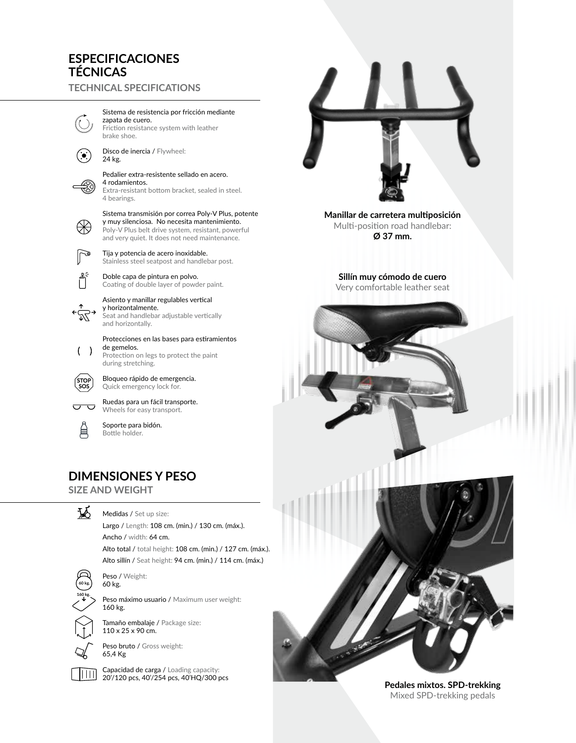## ESPECIFICACIONES TÉCNICAS

### TECHNICAL SPECIFICATIONS

Sistema de resistencia por fricción mediante zapata de cuero.
Friction resistance system with leather brake shoe.

Disco de inercia / Flywheel:
24 kg.

Pedalier extra-resistente sellado en acero.
4 rodamientos.
Extra-resistant bottom bracket, sealed in steel.
4 bearings.

Sistema transmisión por correa Poly-V Plus, potente y muy silenciosa. No necesita mantenimiento.
Poly-V Plus belt drive system, resistant, powerful and very quiet. It does not need maintenance.

Tija y potencia de acero inoxidable.
Stainless steel seatpost and handlebar post.

Doble capa de pintura en polvo.
Coating of double layer of powder paint.

Asiento y manillar regulables vertical y horizontalmente.
Seat and handlebar adjustable vertically and horizontally.

Protecciones en las bases para estiramientos de gemelos.
Protection on legs to protect the paint during stretching.

Bloqueo rápido de emergencia.
Quick emergency lock for.

Ruedas para un fácil transporte.
Wheels for easy transport.

Soporte para bidón.
Bottle holder.

## DIMENSIONES Y PESO

### SIZE AND WEIGHT

Medidas / Set up size:

Largo / Length: 108 cm. (min.) / 130 cm. (máx.).

Ancho / width: 64 cm.

Alto total / total height: 108 cm. (min.) / 127 cm. (máx.).

Alto sillín / Seat height: 94 cm. (min.) / 114 cm. (máx.)

Peso / Weight:
60 kg.

Peso máximo usuario / Maximum user weight:
160 kg.

Tamaño embalaje / Package size:
110 x 25 x 90 cm.

Peso bruto / Gross weight:
65,4 Kg

Capacidad de carga / Loading capacity:
20'/120 pcs, 40'/254 pcs, 40'HQ/300 pcs

**Manillar de carretera multiposición**
Multi-position road handlebar:
**Ø 37 mm.**

**Sillín muy cómodo de cuero**
Very comfortable leather seat

**Pedales mixtos. SPD-trekking**
Mixed SPD-trekking pedals